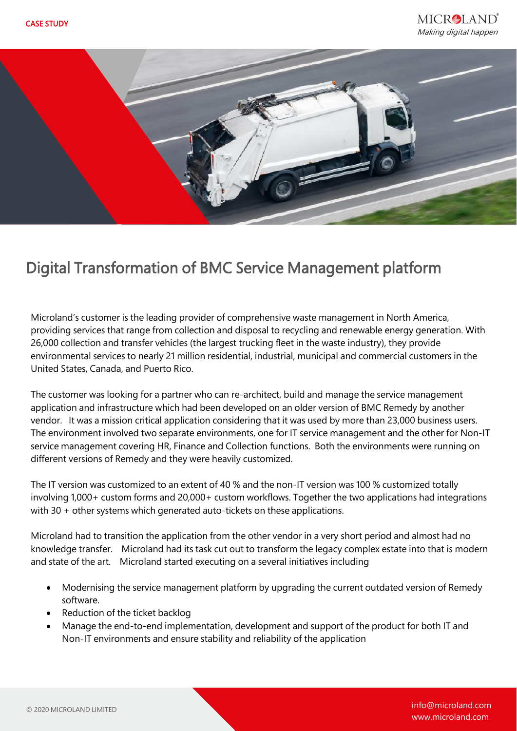CASE STUDY

# Digital Transformation of BMC Service Management platform

Microland's customer is the leading provider of comprehensive waste management in North America, providing services that range from collection and disposal to recycling and renewable energy generation. With 26,000 collection and transfer vehicles (the largest trucking fleet in the waste industry), they provide environmental services to nearly 21 million residential, industrial, municipal and commercial customers in the United States, Canada, and Puerto Rico.

The customer was looking for a partner who can re-architect, build and manage the service management application and infrastructure which had been developed on an older version of BMC Remedy by another vendor. It was a mission critical application considering that it was used by more than 23,000 business users. The environment involved two separate environments, one for IT service management and the other for Non-IT service management covering HR, Finance and Collection functions. Both the environments were running on different versions of Remedy and they were heavily customized.

The IT version was customized to an extent of 40 % and the non-IT version was 100 % customized totally involving 1,000+ custom forms and 20,000+ custom workflows. Together the two applications had integrations with 30 + other systems which generated auto-tickets on these applications.

Microland had to transition the application from the other vendor in a very short period and almost had no knowledge transfer. Microland had its task cut out to transform the legacy complex estate into that is modern and state of the art. Microland started executing on a several initiatives including

- Modernising the service management platform by upgrading the current outdated version of Remedy software.
- Reduction of the ticket backlog
- Manage the end-to-end implementation, development and support of the product for both IT and Non-IT environments and ensure stability and reliability of the application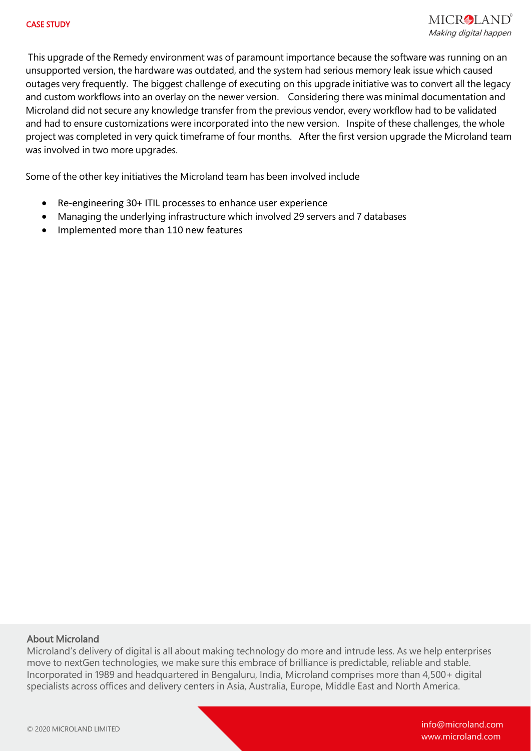This upgrade of the Remedy environment was of paramount importance because the software was running on an unsupported version, the hardware was outdated, and the system had serious memory leak issue which caused outages very frequently. The biggest challenge of executing on this upgrade initiative was to convert all the legacy and custom workflows into an overlay on the newer version. Considering there was minimal documentation and Microland did not secure any knowledge transfer from the previous vendor, every workflow had to be validated and had to ensure customizations were incorporated into the new version. Inspite of these challenges, the whole project was completed in very quick timeframe of four months. After the first version upgrade the Microland team was involved in two more upgrades.

Some of the other key initiatives the Microland team has been involved include

- Re-engineering 30+ ITIL processes to enhance user experience
- Managing the underlying infrastructure which involved 29 servers and 7 databases
- Implemented more than 110 new features

## About Microland

Microland's delivery of digital is all about making technology do more and intrude less. As we help enterprises move to nextGen technologies, we make sure this embrace of brilliance is predictable, reliable and stable. Incorporated in 1989 and headquartered in Bengaluru, India, Microland comprises more than 4,500+ digital specialists across offices and delivery centers in Asia, Australia, Europe, Middle East and North America.

© 2020 MICROLAND LIMITED

info@microland.com
www.microland.com